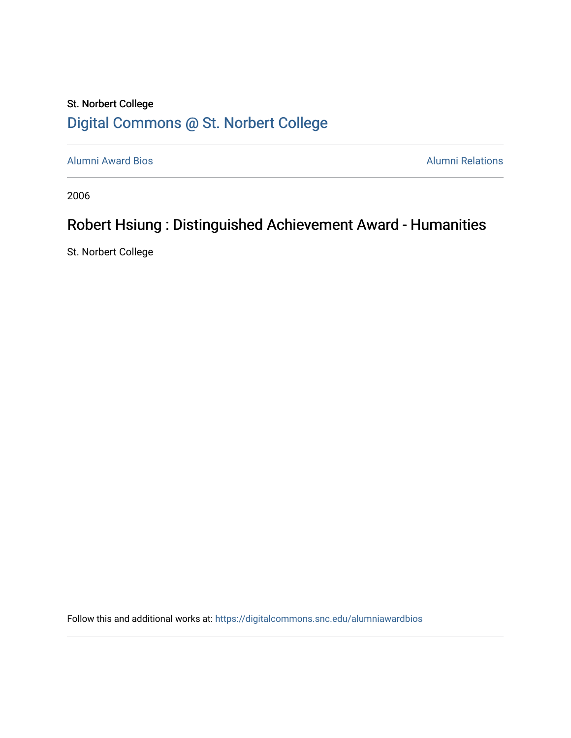St. Norbert College

# Digital Commons @ St. Norbert College

Alumni Award Bios

Alumni Relations

2006

## Robert Hsiung : Distinguished Achievement Award - Humanities

St. Norbert College

Follow this and additional works at: https://digitalcommons.snc.edu/alumniawardbios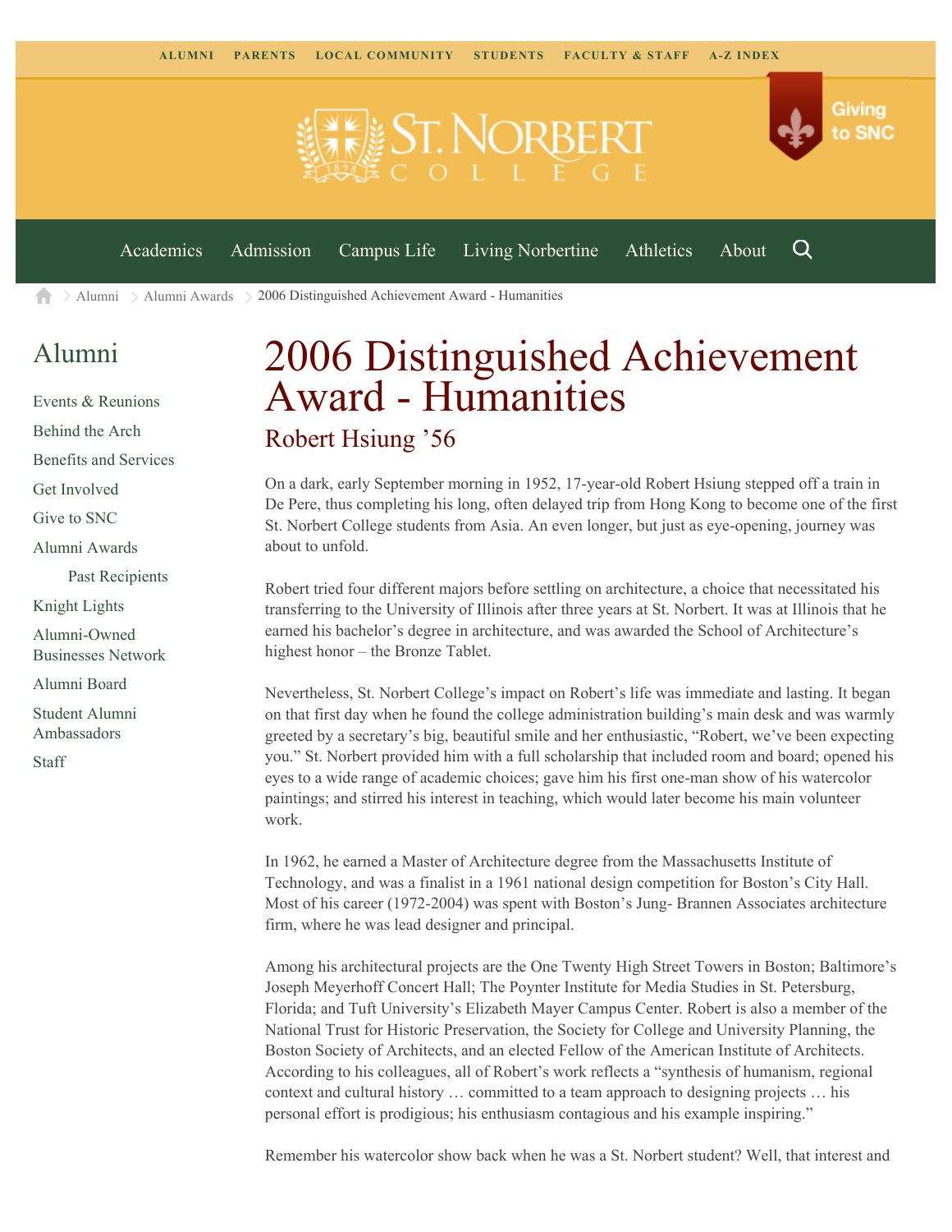ALUMNI PARENTS LOCAL COMMUNITY STUDENTS FACULTY & STAFF A-Z INDEX

Giving to SNC

Academics Admission Campus Life Living Norbertine Athletics About

Alumni > Alumni Awards > 2006 Distinguished Achievement Award - Humanities

## Alumni

- Events & Reunions
- Behind the Arch
- Benefits and Services
- Get Involved
- Give to SNC
- Alumni Awards
  - Past Recipients
- Knight Lights
- Alumni-Owned Businesses Network
- Alumni Board
- Student Alumni Ambassadors
- Staff

# 2006 Distinguished Achievement Award - Humanities

## Robert Hsiung '56

On a dark, early September morning in 1952, 17-year-old Robert Hsiung stepped off a train in De Pere, thus completing his long, often delayed trip from Hong Kong to become one of the first St. Norbert College students from Asia. An even longer, but just as eye-opening, journey was about to unfold.

Robert tried four different majors before settling on architecture, a choice that necessitated his transferring to the University of Illinois after three years at St. Norbert. It was at Illinois that he earned his bachelor's degree in architecture, and was awarded the School of Architecture's highest honor – the Bronze Tablet.

Nevertheless, St. Norbert College's impact on Robert's life was immediate and lasting. It began on that first day when he found the college administration building's main desk and was warmly greeted by a secretary's big, beautiful smile and her enthusiastic, "Robert, we've been expecting you." St. Norbert provided him with a full scholarship that included room and board; opened his eyes to a wide range of academic choices; gave him his first one-man show of his watercolor paintings; and stirred his interest in teaching, which would later become his main volunteer work.

In 1962, he earned a Master of Architecture degree from the Massachusetts Institute of Technology, and was a finalist in a 1961 national design competition for Boston's City Hall. Most of his career (1972-2004) was spent with Boston's Jung- Brannen Associates architecture firm, where he was lead designer and principal.

Among his architectural projects are the One Twenty High Street Towers in Boston; Baltimore's Joseph Meyerhoff Concert Hall; The Poynter Institute for Media Studies in St. Petersburg, Florida; and Tuft University's Elizabeth Mayer Campus Center. Robert is also a member of the National Trust for Historic Preservation, the Society for College and University Planning, the Boston Society of Architects, and an elected Fellow of the American Institute of Architects. According to his colleagues, all of Robert's work reflects a "synthesis of humanism, regional context and cultural history … committed to a team approach to designing projects … his personal effort is prodigious; his enthusiasm contagious and his example inspiring."

Remember his watercolor show back when he was a St. Norbert student? Well, that interest and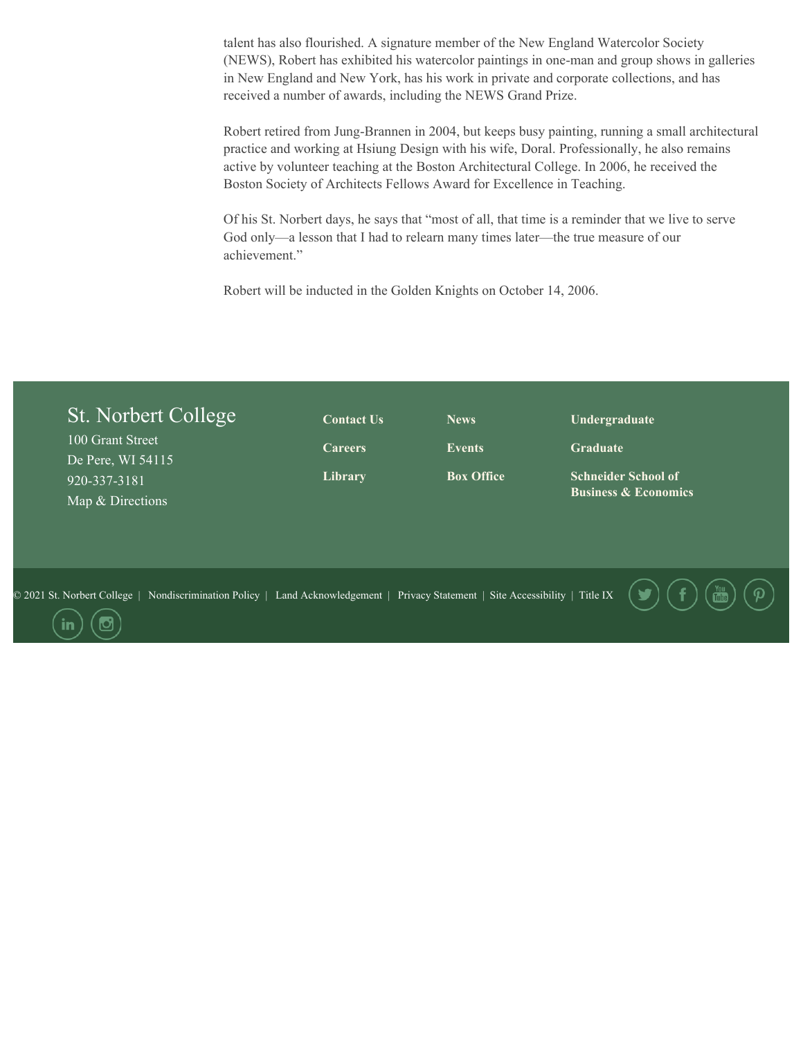talent has also flourished. A signature member of the New England Watercolor Society (NEWS), Robert has exhibited his watercolor paintings in one-man and group shows in galleries in New England and New York, has his work in private and corporate collections, and has received a number of awards, including the NEWS Grand Prize.

Robert retired from Jung-Brannen in 2004, but keeps busy painting, running a small architectural practice and working at Hsiung Design with his wife, Doral. Professionally, he also remains active by volunteer teaching at the Boston Architectural College. In 2006, he received the Boston Society of Architects Fellows Award for Excellence in Teaching.

Of his St. Norbert days, he says that “most of all, that time is a reminder that we live to serve God only—a lesson that I had to relearn many times later—the true measure of our achievement.”

Robert will be inducted in the Golden Knights on October 14, 2006.

St. Norbert College
100 Grant Street
De Pere, WI 54115
920-337-3181
Map & Directions

**Contact Us**
**Careers**
**Library**

**News**
**Events**
**Box Office**

**Undergraduate**
**Graduate**
**Schneider School of Business & Economics**

© 2021 St. Norbert College | Nondiscrimination Policy | Land Acknowledgement | Privacy Statement | Site Accessibility | Title IX